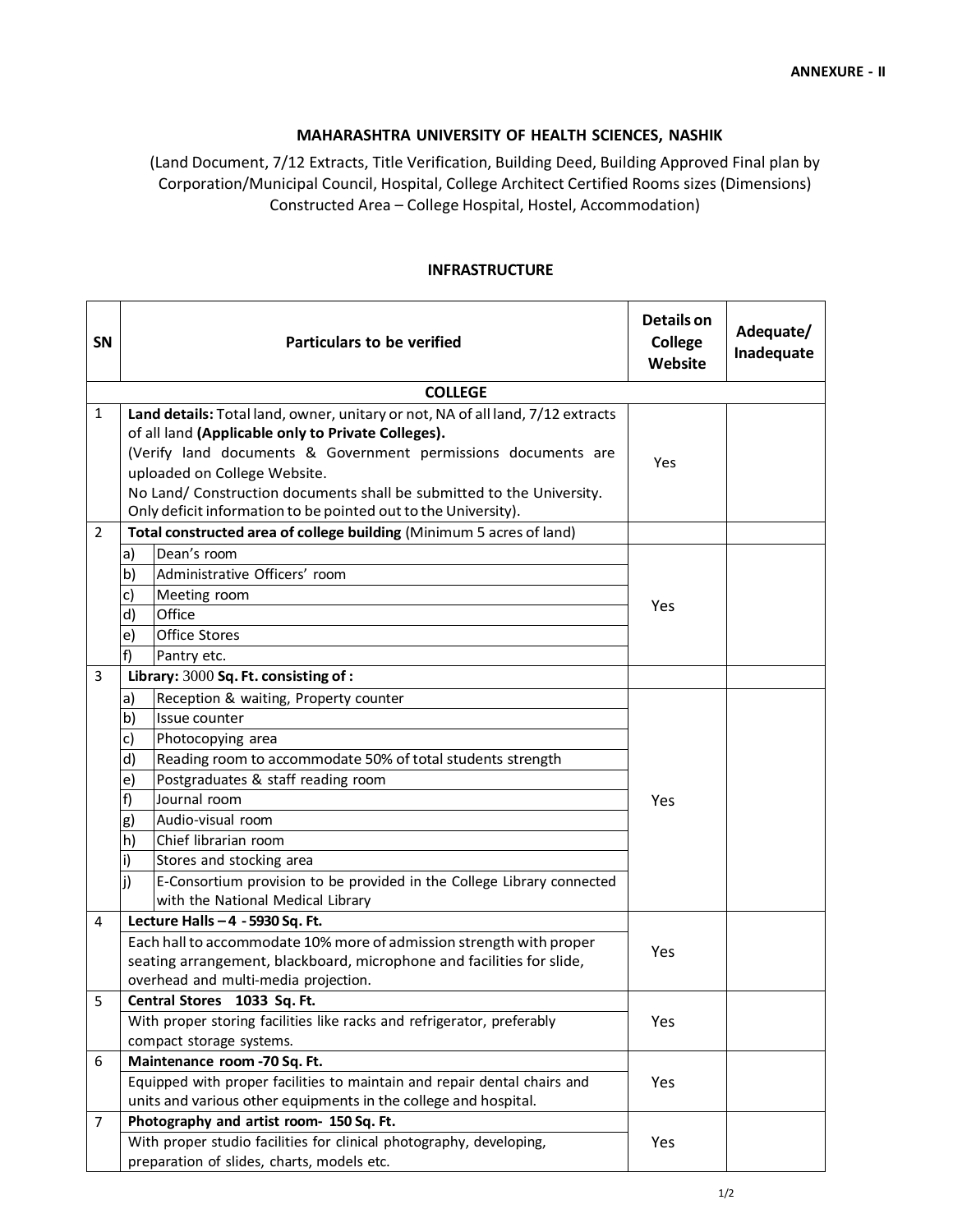**ANNEXURE - II**

### MAHARASHTRA UNIVERSITY OF HEALTH SCIENCES, NASHIK

(Land Document, 7/12 Extracts, Title Verification, Building Deed, Building Approved Final plan by Corporation/Municipal Council, Hospital, College Architect Certified Rooms sizes (Dimensions) Constructed Area – College Hospital, Hostel, Accommodation)

### INFRASTRUCTURE

| SN | Particulars to be verified | | Details on College Website | Adequate/ Inadequate |
|---|---|---|---|---|
| | **COLLEGE** | | | |
| 1 | **Land details:** Total land, owner, unitary or not, NA of all land, 7/12 extracts of all land **(Applicable only to Private Colleges).** (Verify land documents & Government permissions documents are uploaded on College Website. No Land/ Construction documents shall be submitted to the University. Only deficit information to be pointed out to the University). | | Yes | |
| 2 | **Total constructed area of college building** (Minimum 5 acres of land) | | | |
| | a) | Dean's room | Yes | |
| | b) | Administrative Officers' room | | |
| | c) | Meeting room | | |
| | d) | Office | | |
| | e) | Office Stores | | |
| | f) | Pantry etc. | | |
| 3 | **Library:** 3000 **Sq. Ft. consisting of :** | | | |
| | a) | Reception & waiting, Property counter | Yes | |
| | b) | Issue counter | | |
| | c) | Photocopying area | | |
| | d) | Reading room to accommodate 50% of total students strength | | |
| | e) | Postgraduates & staff reading room | | |
| | f) | Journal room | | |
| | g) | Audio-visual room | | |
| | h) | Chief librarian room | | |
| | i) | Stores and stocking area | | |
| | j) | E-Consortium provision to be provided in the College Library connected with the National Medical Library | | |
| 4 | **Lecture Halls – 4 - 5930 Sq. Ft.** Each hall to accommodate 10% more of admission strength with proper seating arrangement, blackboard, microphone and facilities for slide, overhead and multi-media projection. | | Yes | |
| 5 | **Central Stores 1033 Sq. Ft.** With proper storing facilities like racks and refrigerator, preferably compact storage systems. | | Yes | |
| 6 | **Maintenance room -70 Sq. Ft.** Equipped with proper facilities to maintain and repair dental chairs and units and various other equipments in the college and hospital. | | Yes | |
| 7 | **Photography and artist room- 150 Sq. Ft.** With proper studio facilities for clinical photography, developing, preparation of slides, charts, models etc. | | Yes | |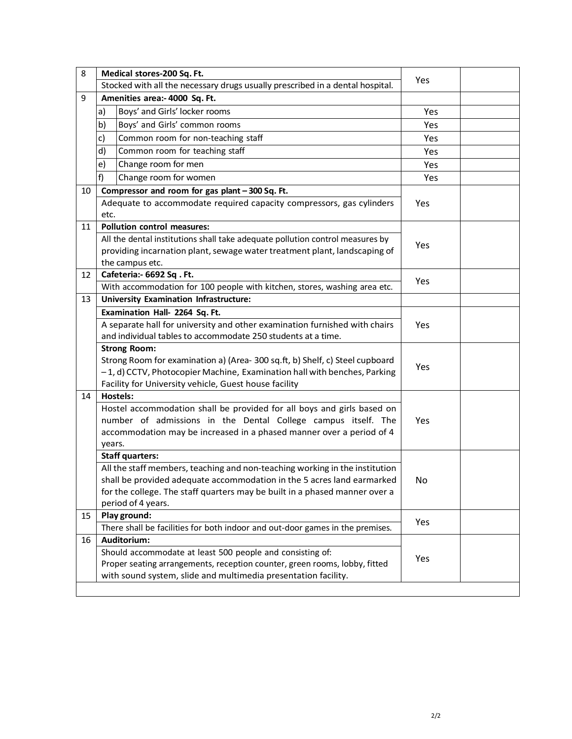| | | | | |
|---|---|---|---|---|
| 8 | **Medical stores-200 Sq. Ft.** | | Yes | |
| | Stocked with all the necessary drugs usually prescribed in a dental hospital. | | | |
| 9 | **Amenities area:- 4000 Sq. Ft.** | | | |
| | a) | Boys' and Girls' locker rooms | Yes | |
| | b) | Boys' and Girls' common rooms | Yes | |
| | c) | Common room for non-teaching staff | Yes | |
| | d) | Common room for teaching staff | Yes | |
| | e) | Change room for men | Yes | |
| | f) | Change room for women | Yes | |
| 10 | **Compressor and room for gas plant – 300 Sq. Ft.** | | Yes | |
| | Adequate to accommodate required capacity compressors, gas cylinders etc. | | | |
| 11 | **Pollution control measures:** | | Yes | |
| | All the dental institutions shall take adequate pollution control measures by providing incarnation plant, sewage water treatment plant, landscaping of the campus etc. | | | |
| 12 | **Cafeteria:- 6692 Sq . Ft.** | | Yes | |
| | With accommodation for 100 people with kitchen, stores, washing area etc. | | | |
| 13 | **University Examination Infrastructure:** | | | |
| | **Examination Hall- 2264 Sq. Ft.** | | Yes | |
| | A separate hall for university and other examination furnished with chairs and individual tables to accommodate 250 students at a time. | | | |
| | **Strong Room:** Strong Room for examination a) (Area- 300 sq.ft, b) Shelf, c) Steel cupboard – 1, d) CCTV, Photocopier Machine, Examination hall with benches, Parking Facility for University vehicle, Guest house facility | | Yes | |
| 14 | **Hostels:** | | Yes | |
| | Hostel accommodation shall be provided for all boys and girls based on number of admissions in the Dental College campus itself. The accommodation may be increased in a phased manner over a period of 4 years. | | | |
| | **Staff quarters:** | | No | |
| | All the staff members, teaching and non-teaching working in the institution shall be provided adequate accommodation in the 5 acres land earmarked for the college. The staff quarters may be built in a phased manner over a period of 4 years. | | | |
| 15 | **Play ground:** | | Yes | |
| | There shall be facilities for both indoor and out-door games in the premises. | | | |
| 16 | **Auditorium:** | | Yes | |
| | Should accommodate at least 500 people and consisting of: Proper seating arrangements, reception counter, green rooms, lobby, fitted with sound system, slide and multimedia presentation facility. | | | |